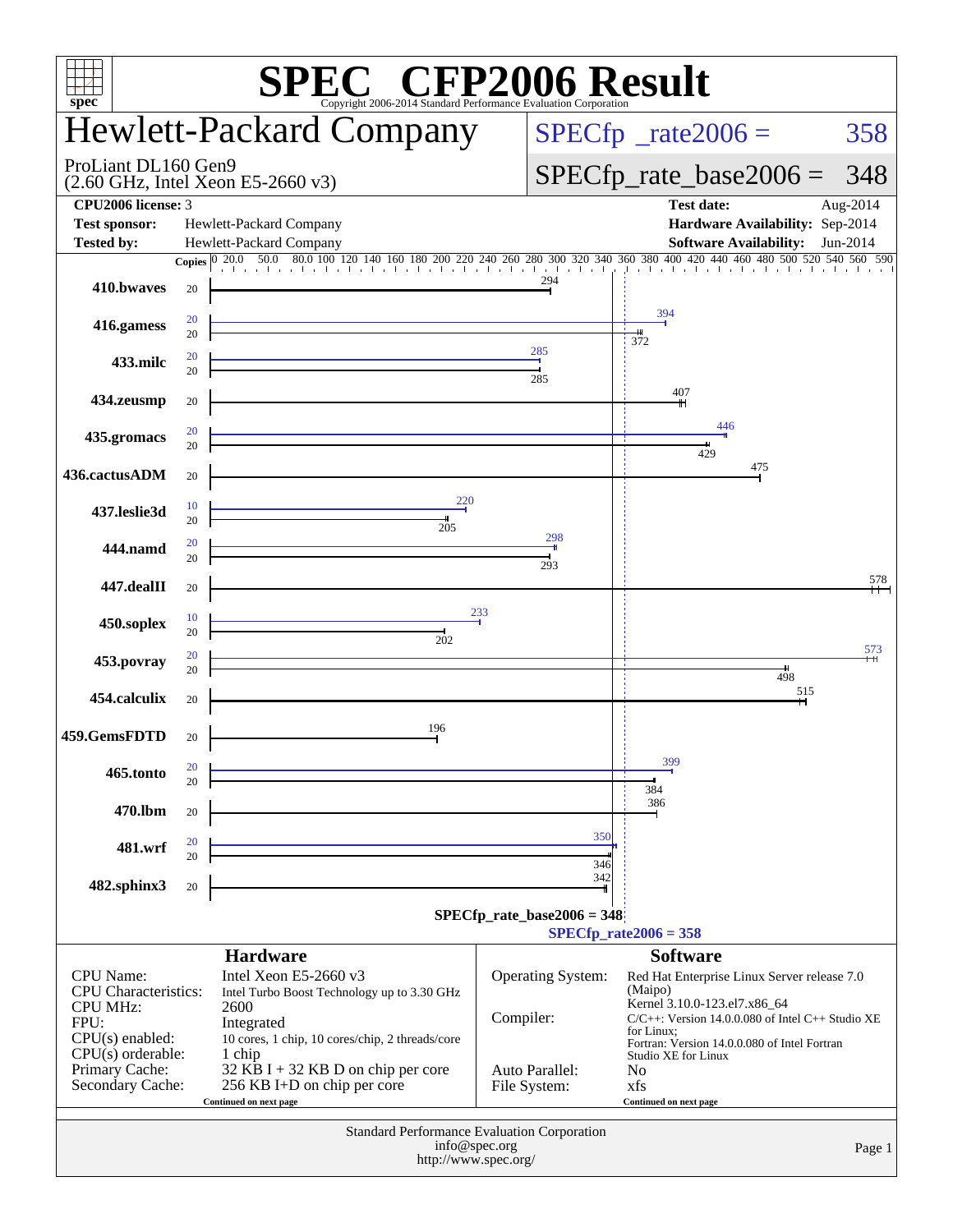# SPEC CFP2006 Result

Copyright 2006-2014 Standard Performance Evaluation Corporation

## Hewlett-Packard Company

ProLiant DL160 Gen9
(2.60 GHz, Intel Xeon E5-2660 v3)

SPECfp_rate2006 = 358

SPECfp_rate_base2006 = 348

| | | | |
|---|---|---|---|
| **CPU2006 license:** 3 | | **Test date:** | Aug-2014 |
| **Test sponsor:** | Hewlett-Packard Company | **Hardware Availability:** | Sep-2014 |
| **Tested by:** | Hewlett-Packard Company | **Software Availability:** | Jun-2014 |

| Benchmark | Copies (peak) | Peak | Copies (base) | Base |
|---|---|---|---|---|
| 410.bwaves | | | 20 | 294 |
| 416.gamess | 20 | 394 | 20 | 372 |
| 433.milc | 20 | 285 | 20 | 285 |
| 434.zeusmp | | | 20 | 407 |
| 435.gromacs | 20 | 446 | 20 | 429 |
| 436.cactusADM | | | 20 | 475 |
| 437.leslie3d | 10 | 220 | 20 | 205 |
| 444.namd | 20 | 298 | 20 | 293 |
| 447.dealII | | | 20 | 578 |
| 450.soplex | 10 | 233 | 20 | 202 |
| 453.povray | 20 | 573 | 20 | 498 |
| 454.calculix | | | 20 | 515 |
| 459.GemsFDTD | | | 20 | 196 |
| 465.tonto | 20 | 399 | 20 | 384 |
| 470.lbm | | | 20 | 386 |
| 481.wrf | 20 | 350 | 20 | 346 |
| 482.sphinx3 | | | 20 | 342 |

SPECfp_rate_base2006 = 348

SPECfp_rate2006 = 358

### Hardware

| | |
|---|---|
| CPU Name: | Intel Xeon E5-2660 v3 |
| CPU Characteristics: | Intel Turbo Boost Technology up to 3.30 GHz |
| CPU MHz: | 2600 |
| FPU: | Integrated |
| CPU(s) enabled: | 10 cores, 1 chip, 10 cores/chip, 2 threads/core |
| CPU(s) orderable: | 1 chip |
| Primary Cache: | 32 KB I + 32 KB D on chip per core |
| Secondary Cache: | 256 KB I+D on chip per core |

Continued on next page

### Software

| | |
|---|---|
| Operating System: | Red Hat Enterprise Linux Server release 7.0 (Maipo) Kernel 3.10.0-123.el7.x86_64 |
| Compiler: | C/C++: Version 14.0.0.080 of Intel C++ Studio XE for Linux; Fortran: Version 14.0.0.080 of Intel Fortran Studio XE for Linux |
| Auto Parallel: | No |
| File System: | xfs |

Continued on next page

Standard Performance Evaluation Corporation
info@spec.org
http://www.spec.org/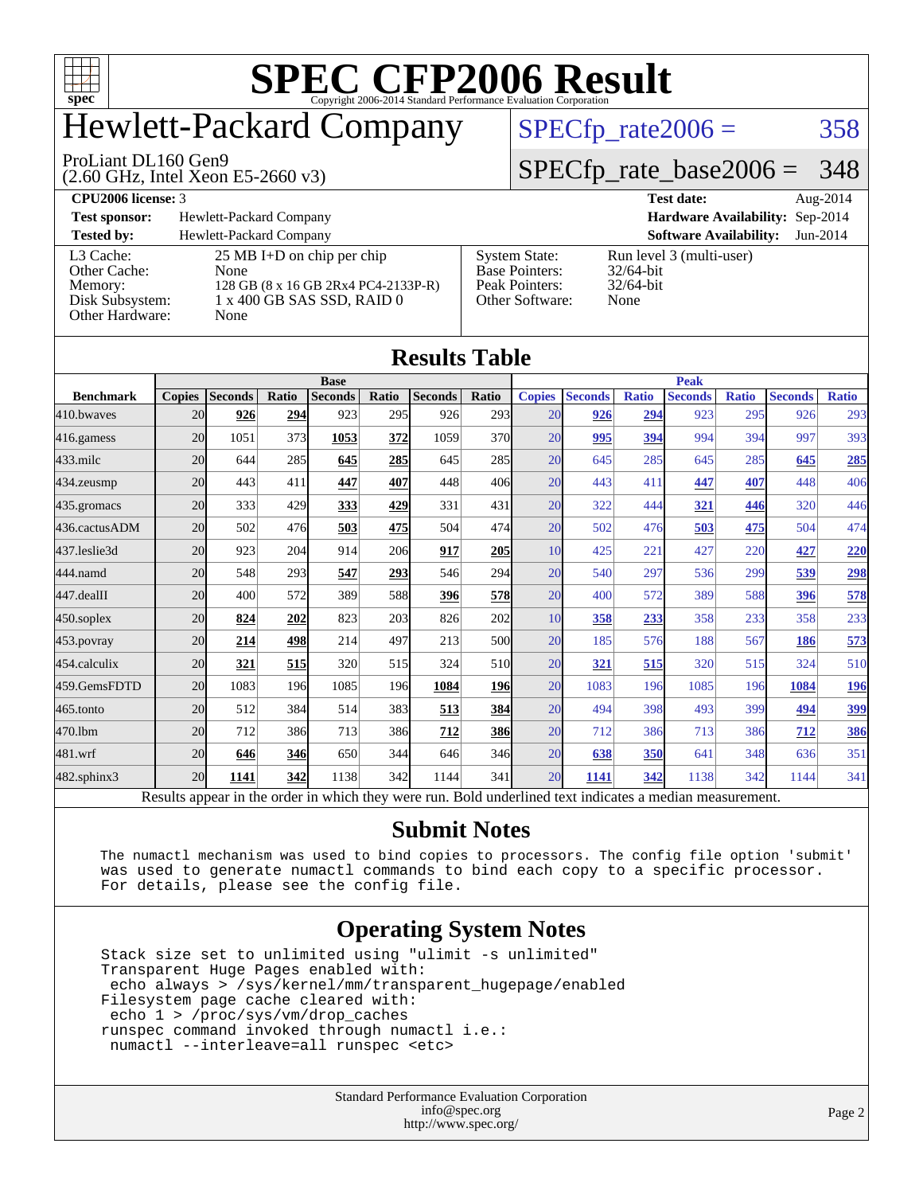# SPEC CFP2006 Result

Copyright 2006-2014 Standard Performance Evaluation Corporation

# Hewlett-Packard Company

ProLiant DL160 Gen9
(2.60 GHz, Intel Xeon E5-2660 v3)

SPECfp_rate2006 = 358

SPECfp_rate_base2006 = 348

| | | | |
|---|---|---|---|
| **CPU2006 license:** 3 | | **Test date:** | Aug-2014 |
| **Test sponsor:** | Hewlett-Packard Company | **Hardware Availability:** | Sep-2014 |
| **Tested by:** | Hewlett-Packard Company | **Software Availability:** | Jun-2014 |

| | | | |
|---|---|---|---|
| L3 Cache: | 25 MB I+D on chip per chip | System State: | Run level 3 (multi-user) |
| Other Cache: | None | Base Pointers: | 32/64-bit |
| Memory: | 128 GB (8 x 16 GB 2Rx4 PC4-2133P-R) | Peak Pointers: | 32/64-bit |
| Disk Subsystem: | 1 x 400 GB SAS SSD, RAID 0 | Other Software: | None |
| Other Hardware: | None | | |

## Results Table

| | Base | | | | | | | Peak | | | | | | |
|---|---|---|---|---|---|---|---|---|---|---|---|---|---|---|
| **Benchmark** | **Copies** | **Seconds** | **Ratio** | **Seconds** | **Ratio** | **Seconds** | **Ratio** | **Copies** | **Seconds** | **Ratio** | **Seconds** | **Ratio** | **Seconds** | **Ratio** |
| 410.bwaves | 20 | **926** | **294** | 923 | 295 | 926 | 293 | 20 | **926** | **294** | 923 | 295 | 926 | 293 |
| 416.gamess | 20 | 1051 | 373 | **1053** | **372** | 1059 | 370 | 20 | **995** | **394** | 994 | 394 | 997 | 393 |
| 433.milc | 20 | 644 | 285 | **645** | **285** | 645 | 285 | 20 | 645 | 285 | 645 | 285 | **645** | **285** |
| 434.zeusmp | 20 | 443 | 411 | **447** | **407** | 448 | 406 | 20 | 443 | 411 | **447** | **407** | 448 | 406 |
| 435.gromacs | 20 | 333 | 429 | **333** | **429** | 331 | 431 | 20 | 322 | 444 | **321** | **446** | 320 | 446 |
| 436.cactusADM | 20 | 502 | 476 | **503** | **475** | 504 | 474 | 20 | 502 | 476 | **503** | **475** | 504 | 474 |
| 437.leslie3d | 20 | 923 | 204 | 914 | 206 | **917** | **205** | 10 | 425 | 221 | 427 | 220 | **427** | **220** |
| 444.namd | 20 | 548 | 293 | **547** | **293** | 546 | 294 | 20 | 540 | 297 | 536 | 299 | **539** | **298** |
| 447.dealII | 20 | 400 | 572 | 389 | 588 | **396** | **578** | 20 | 400 | 572 | 389 | 588 | **396** | **578** |
| 450.soplex | 20 | **824** | **202** | 823 | 203 | 826 | 202 | 10 | **358** | **233** | 358 | 233 | 358 | 233 |
| 453.povray | 20 | **214** | **498** | 214 | 497 | 213 | 500 | 20 | 185 | 576 | 188 | 567 | **186** | **573** |
| 454.calculix | 20 | **321** | **515** | 320 | 515 | 324 | 510 | 20 | **321** | **515** | 320 | 515 | 324 | 510 |
| 459.GemsFDTD | 20 | 1083 | 196 | 1085 | 196 | **1084** | **196** | 20 | 1083 | 196 | 1085 | 196 | **1084** | **196** |
| 465.tonto | 20 | 512 | 384 | 514 | 383 | **513** | **384** | 20 | 494 | 398 | 493 | 399 | **494** | **399** |
| 470.lbm | 20 | 712 | 386 | 713 | 386 | **712** | **386** | 20 | 712 | 386 | 713 | 386 | **712** | **386** |
| 481.wrf | 20 | **646** | **346** | 650 | 344 | 646 | 346 | 20 | **638** | **350** | 641 | 348 | 636 | 351 |
| 482.sphinx3 | 20 | **1141** | **342** | 1138 | 342 | 1144 | 341 | 20 | **1141** | **342** | 1138 | 342 | 1144 | 341 |

Results appear in the order in which they were run. Bold underlined text indicates a median measurement.

## Submit Notes

```
The numactl mechanism was used to bind copies to processors. The config file option 'submit'
was used to generate numactl commands to bind each copy to a specific processor.
For details, please see the config file.
```

## Operating System Notes

```
Stack size set to unlimited using "ulimit -s unlimited"
Transparent Huge Pages enabled with:
 echo always > /sys/kernel/mm/transparent_hugepage/enabled
Filesystem page cache cleared with:
 echo 1 > /proc/sys/vm/drop_caches
runspec command invoked through numactl i.e.:
 numactl --interleave=all runspec <etc>
```

Standard Performance Evaluation Corporation
info@spec.org
http://www.spec.org/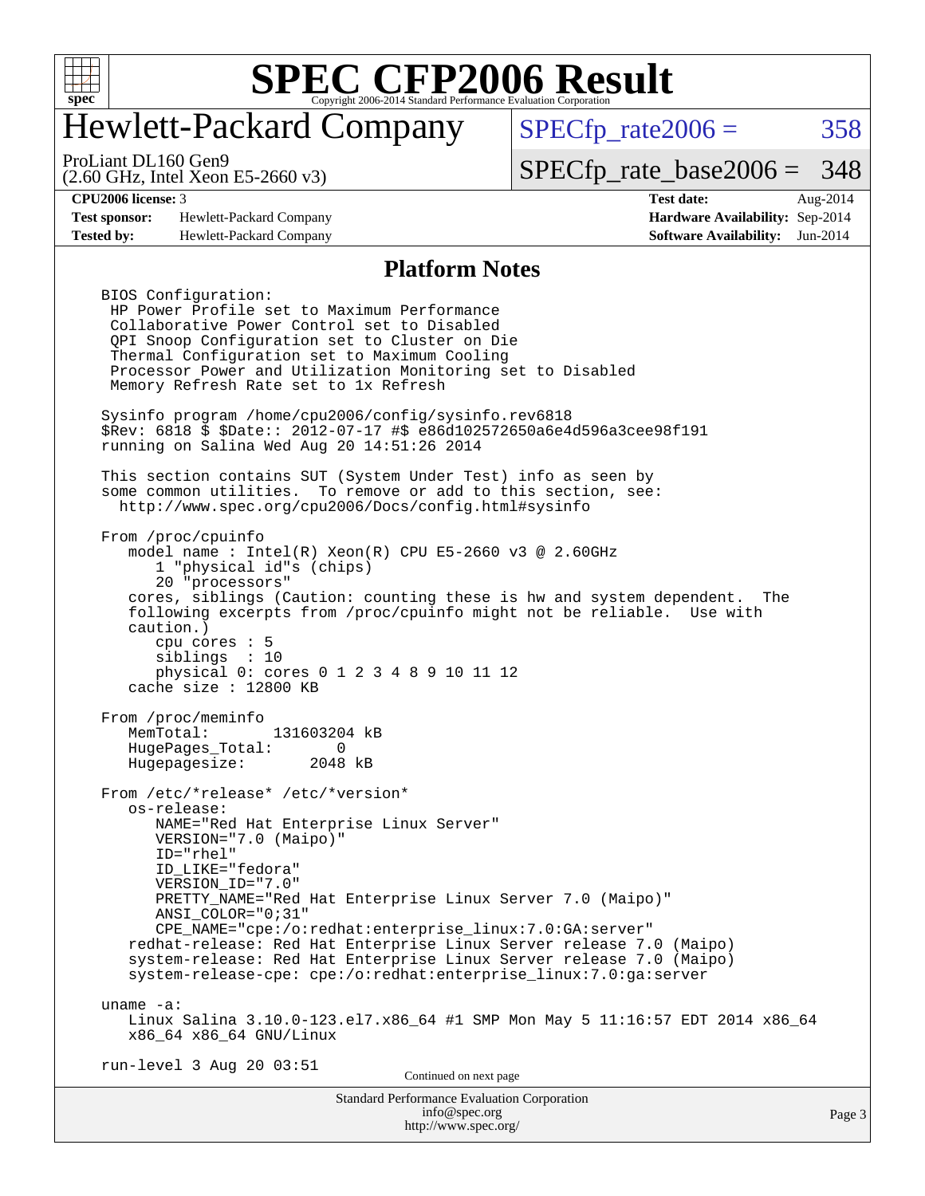# SPEC CFP2006 Result

## Hewlett-Packard Company

ProLiant DL160 Gen9
(2.60 GHz, Intel Xeon E5-2660 v3)

SPECfp_rate2006 = 358

SPECfp_rate_base2006 = 348

| | | | |
|---|---|---|---|
| **CPU2006 license:** 3 | | **Test date:** | Aug-2014 |
| **Test sponsor:** | Hewlett-Packard Company | **Hardware Availability:** | Sep-2014 |
| **Tested by:** | Hewlett-Packard Company | **Software Availability:** | Jun-2014 |

### Platform Notes

```
BIOS Configuration:
 HP Power Profile set to Maximum Performance
 Collaborative Power Control set to Disabled
 QPI Snoop Configuration set to Cluster on Die
 Thermal Configuration set to Maximum Cooling
 Processor Power and Utilization Monitoring set to Disabled
 Memory Refresh Rate set to 1x Refresh

Sysinfo program /home/cpu2006/config/sysinfo.rev6818
$Rev: 6818 $ $Date:: 2012-07-17 #$ e86d102572650a6e4d596a3cee98f191
running on Salina Wed Aug 20 14:51:26 2014

This section contains SUT (System Under Test) info as seen by
some common utilities.  To remove or add to this section, see:
  http://www.spec.org/cpu2006/Docs/config.html#sysinfo

From /proc/cpuinfo
   model name : Intel(R) Xeon(R) CPU E5-2660 v3 @ 2.60GHz
      1 "physical id"s (chips)
      20 "processors"
   cores, siblings (Caution: counting these is hw and system dependent.  The
   following excerpts from /proc/cpuinfo might not be reliable.  Use with
   caution.)
      cpu cores : 5
      siblings  : 10
      physical 0: cores 0 1 2 3 4 8 9 10 11 12
   cache size : 12800 KB

From /proc/meminfo
   MemTotal:       131603204 kB
   HugePages_Total:       0
   Hugepagesize:       2048 kB

From /etc/*release* /etc/*version*
   os-release:
      NAME="Red Hat Enterprise Linux Server"
      VERSION="7.0 (Maipo)"
      ID="rhel"
      ID_LIKE="fedora"
      VERSION_ID="7.0"
      PRETTY_NAME="Red Hat Enterprise Linux Server 7.0 (Maipo)"
      ANSI_COLOR="0;31"
      CPE_NAME="cpe:/o:redhat:enterprise_linux:7.0:GA:server"
   redhat-release: Red Hat Enterprise Linux Server release 7.0 (Maipo)
   system-release: Red Hat Enterprise Linux Server release 7.0 (Maipo)
   system-release-cpe: cpe:/o:redhat:enterprise_linux:7.0:ga:server

uname -a:
   Linux Salina 3.10.0-123.el7.x86_64 #1 SMP Mon May 5 11:16:57 EDT 2014 x86_64
   x86_64 x86_64 GNU/Linux

run-level 3 Aug 20 03:51
```

Continued on next page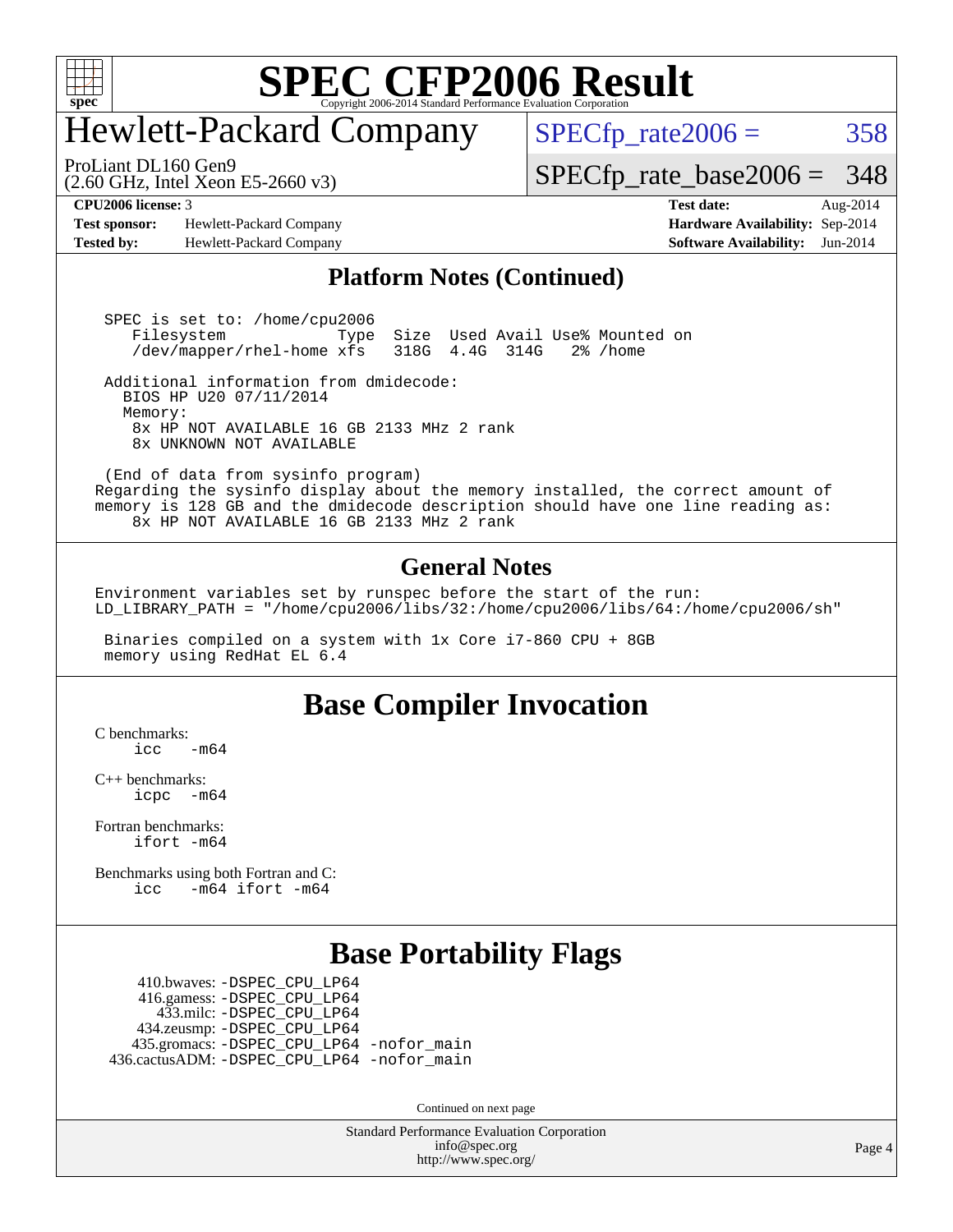# SPEC CFP2006 Result

Copyright 2006-2014 Standard Performance Evaluation Corporation

## Hewlett-Packard Company

ProLiant DL160 Gen9
(2.60 GHz, Intel Xeon E5-2660 v3)

SPECfp_rate2006 = 358

SPECfp_rate_base2006 = 348

| | | | |
|---|---|---|---|
| **CPU2006 license:** 3 | | **Test date:** | Aug-2014 |
| **Test sponsor:** | Hewlett-Packard Company | **Hardware Availability:** | Sep-2014 |
| **Tested by:** | Hewlett-Packard Company | **Software Availability:** | Jun-2014 |

### Platform Notes (Continued)

```
  SPEC is set to: /home/cpu2006
     Filesystem            Type  Size  Used Avail Use% Mounted on
     /dev/mapper/rhel-home xfs   318G  4.4G  314G   2% /home

  Additional information from dmidecode:
    BIOS HP U20 07/11/2014
    Memory:
     8x HP NOT AVAILABLE 16 GB 2133 MHz 2 rank
     8x UNKNOWN NOT AVAILABLE

  (End of data from sysinfo program)
Regarding the sysinfo display about the memory installed, the correct amount of
memory is 128 GB and the dmidecode description should have one line reading as:
     8x HP NOT AVAILABLE 16 GB 2133 MHz 2 rank
```

### General Notes

```
Environment variables set by runspec before the start of the run:
LD_LIBRARY_PATH = "/home/cpu2006/libs/32:/home/cpu2006/libs/64:/home/cpu2006/sh"

 Binaries compiled on a system with 1x Core i7-860 CPU + 8GB
 memory using RedHat EL 6.4
```

## Base Compiler Invocation

C benchmarks:
    icc   -m64

C++ benchmarks:
    icpc   -m64

Fortran benchmarks:
    ifort -m64

Benchmarks using both Fortran and C:
    icc   -m64 ifort -m64

## Base Portability Flags

410.bwaves: -DSPEC_CPU_LP64
416.gamess: -DSPEC_CPU_LP64
433.milc: -DSPEC_CPU_LP64
434.zeusmp: -DSPEC_CPU_LP64
435.gromacs: -DSPEC_CPU_LP64 -nofor_main
436.cactusADM: -DSPEC_CPU_LP64 -nofor_main

Continued on next page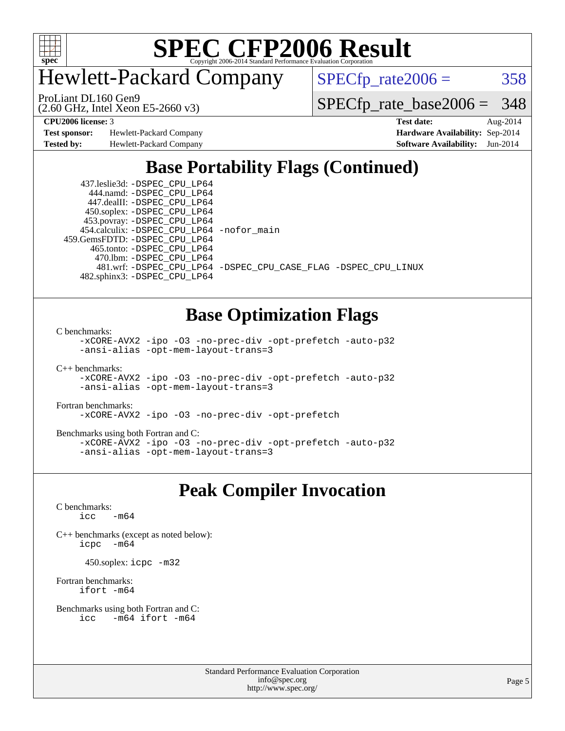# SPEC CFP2006 Result

## Hewlett-Packard Company

ProLiant DL160 Gen9
(2.60 GHz, Intel Xeon E5-2660 v3)

SPECfp_rate2006 = 358

SPECfp_rate_base2006 = 348

| | | | |
|---|---|---|---|
| **CPU2006 license:** 3 | | **Test date:** | Aug-2014 |
| **Test sponsor:** | Hewlett-Packard Company | **Hardware Availability:** | Sep-2014 |
| **Tested by:** | Hewlett-Packard Company | **Software Availability:** | Jun-2014 |

## Base Portability Flags (Continued)

437.leslie3d: `-DSPEC_CPU_LP64`
444.namd: `-DSPEC_CPU_LP64`
447.dealII: `-DSPEC_CPU_LP64`
450.soplex: `-DSPEC_CPU_LP64`
453.povray: `-DSPEC_CPU_LP64`
454.calculix: `-DSPEC_CPU_LP64 -nofor_main`
459.GemsFDTD: `-DSPEC_CPU_LP64`
465.tonto: `-DSPEC_CPU_LP64`
470.lbm: `-DSPEC_CPU_LP64`
481.wrf: `-DSPEC_CPU_LP64 -DSPEC_CPU_CASE_FLAG -DSPEC_CPU_LINUX`
482.sphinx3: `-DSPEC_CPU_LP64`

## Base Optimization Flags

C benchmarks:
```
-xCORE-AVX2 -ipo -O3 -no-prec-div -opt-prefetch -auto-p32
-ansi-alias -opt-mem-layout-trans=3
```

C++ benchmarks:
```
-xCORE-AVX2 -ipo -O3 -no-prec-div -opt-prefetch -auto-p32
-ansi-alias -opt-mem-layout-trans=3
```

Fortran benchmarks:
```
-xCORE-AVX2 -ipo -O3 -no-prec-div -opt-prefetch
```

Benchmarks using both Fortran and C:
```
-xCORE-AVX2 -ipo -O3 -no-prec-div -opt-prefetch -auto-p32
-ansi-alias -opt-mem-layout-trans=3
```

## Peak Compiler Invocation

C benchmarks:
```
icc   -m64
```

C++ benchmarks (except as noted below):
```
icpc  -m64
```

450.soplex: `icpc -m32`

Fortran benchmarks:
```
ifort -m64
```

Benchmarks using both Fortran and C:
```
icc   -m64 ifort -m64
```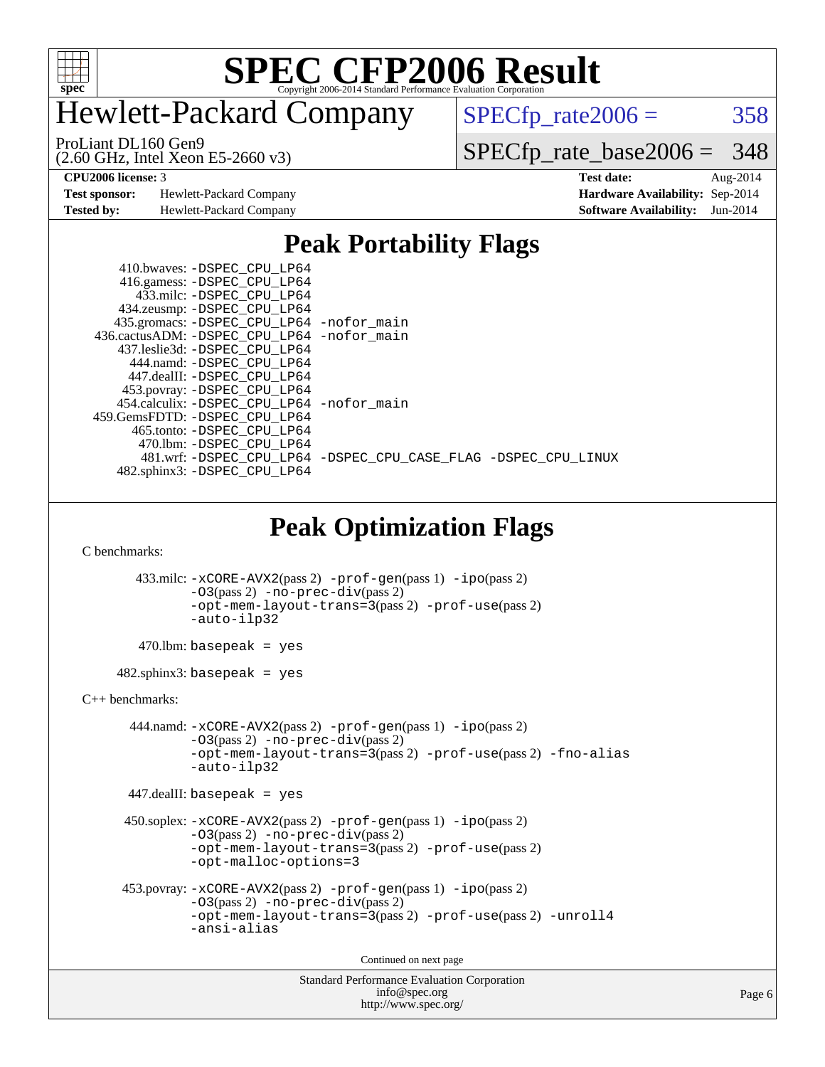# SPEC CFP2006 Result

Copyright 2006-2014 Standard Performance Evaluation Corporation

## Hewlett-Packard Company

ProLiant DL160 Gen9
(2.60 GHz, Intel Xeon E5-2660 v3)

SPECfp_rate2006 = 358

SPECfp_rate_base2006 = 348

| | | | |
|---|---|---|---|
| **CPU2006 license:** 3 | | **Test date:** | Aug-2014 |
| **Test sponsor:** | Hewlett-Packard Company | **Hardware Availability:** | Sep-2014 |
| **Tested by:** | Hewlett-Packard Company | **Software Availability:** | Jun-2014 |

## Peak Portability Flags

410.bwaves: -DSPEC_CPU_LP64
416.gamess: -DSPEC_CPU_LP64
433.milc: -DSPEC_CPU_LP64
434.zeusmp: -DSPEC_CPU_LP64
435.gromacs: -DSPEC_CPU_LP64 -nofor_main
436.cactusADM: -DSPEC_CPU_LP64 -nofor_main
437.leslie3d: -DSPEC_CPU_LP64
444.namd: -DSPEC_CPU_LP64
447.dealII: -DSPEC_CPU_LP64
453.povray: -DSPEC_CPU_LP64
454.calculix: -DSPEC_CPU_LP64 -nofor_main
459.GemsFDTD: -DSPEC_CPU_LP64
465.tonto: -DSPEC_CPU_LP64
470.lbm: -DSPEC_CPU_LP64
481.wrf: -DSPEC_CPU_LP64 -DSPEC_CPU_CASE_FLAG -DSPEC_CPU_LINUX
482.sphinx3: -DSPEC_CPU_LP64

## Peak Optimization Flags

C benchmarks:

433.milc: -xCORE-AVX2(pass 2) -prof-gen(pass 1) -ipo(pass 2) -O3(pass 2) -no-prec-div(pass 2) -opt-mem-layout-trans=3(pass 2) -prof-use(pass 2) -auto-ilp32

470.lbm: basepeak = yes

482.sphinx3: basepeak = yes

C++ benchmarks:

444.namd: -xCORE-AVX2(pass 2) -prof-gen(pass 1) -ipo(pass 2) -O3(pass 2) -no-prec-div(pass 2) -opt-mem-layout-trans=3(pass 2) -prof-use(pass 2) -fno-alias -auto-ilp32

447.dealII: basepeak = yes

450.soplex: -xCORE-AVX2(pass 2) -prof-gen(pass 1) -ipo(pass 2) -O3(pass 2) -no-prec-div(pass 2) -opt-mem-layout-trans=3(pass 2) -prof-use(pass 2) -opt-malloc-options=3

453.povray: -xCORE-AVX2(pass 2) -prof-gen(pass 1) -ipo(pass 2) -O3(pass 2) -no-prec-div(pass 2) -opt-mem-layout-trans=3(pass 2) -prof-use(pass 2) -unroll4 -ansi-alias

Continued on next page

Standard Performance Evaluation Corporation
info@spec.org
http://www.spec.org/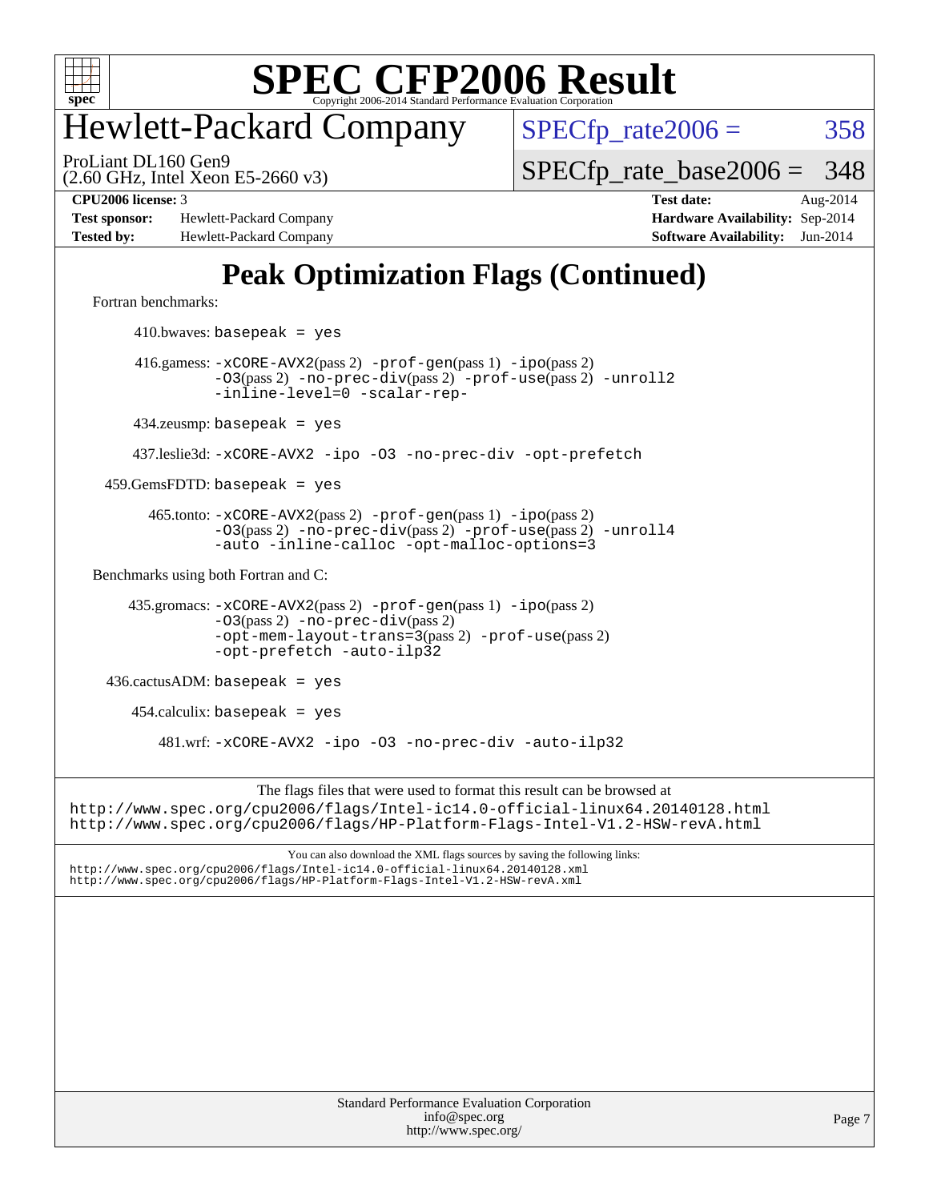# SPEC CFP2006 Result

Copyright 2006-2014 Standard Performance Evaluation Corporation

## Hewlett-Packard Company

ProLiant DL160 Gen9
(2.60 GHz, Intel Xeon E5-2660 v3)

SPECfp_rate2006 = 358

SPECfp_rate_base2006 = 348

| | | | |
|---|---|---|---|
| **CPU2006 license:** 3 | | **Test date:** | Aug-2014 |
| **Test sponsor:** | Hewlett-Packard Company | **Hardware Availability:** | Sep-2014 |
| **Tested by:** | Hewlett-Packard Company | **Software Availability:** | Jun-2014 |

## Peak Optimization Flags (Continued)

Fortran benchmarks:

410.bwaves: `basepeak = yes`

416.gamess: `-xCORE-AVX2`(pass 2) `-prof-gen`(pass 1) `-ipo`(pass 2) `-O3`(pass 2) `-no-prec-div`(pass 2) `-prof-use`(pass 2) `-unroll2` `-inline-level=0` `-scalar-rep-`

434.zeusmp: `basepeak = yes`

437.leslie3d: `-xCORE-AVX2 -ipo -O3 -no-prec-div -opt-prefetch`

459.GemsFDTD: `basepeak = yes`

465.tonto: `-xCORE-AVX2`(pass 2) `-prof-gen`(pass 1) `-ipo`(pass 2) `-O3`(pass 2) `-no-prec-div`(pass 2) `-prof-use`(pass 2) `-unroll4` `-auto -inline-calloc -opt-malloc-options=3`

Benchmarks using both Fortran and C:

435.gromacs: `-xCORE-AVX2`(pass 2) `-prof-gen`(pass 1) `-ipo`(pass 2) `-O3`(pass 2) `-no-prec-div`(pass 2) `-opt-mem-layout-trans=3`(pass 2) `-prof-use`(pass 2) `-opt-prefetch -auto-ilp32`

436.cactusADM: `basepeak = yes`

454.calculix: `basepeak = yes`

481.wrf: `-xCORE-AVX2 -ipo -O3 -no-prec-div -auto-ilp32`

The flags files that were used to format this result can be browsed at
http://www.spec.org/cpu2006/flags/Intel-ic14.0-official-linux64.20140128.html
http://www.spec.org/cpu2006/flags/HP-Platform-Flags-Intel-V1.2-HSW-revA.html

You can also download the XML flags sources by saving the following links:
http://www.spec.org/cpu2006/flags/Intel-ic14.0-official-linux64.20140128.xml
http://www.spec.org/cpu2006/flags/HP-Platform-Flags-Intel-V1.2-HSW-revA.xml

Standard Performance Evaluation Corporation
info@spec.org
http://www.spec.org/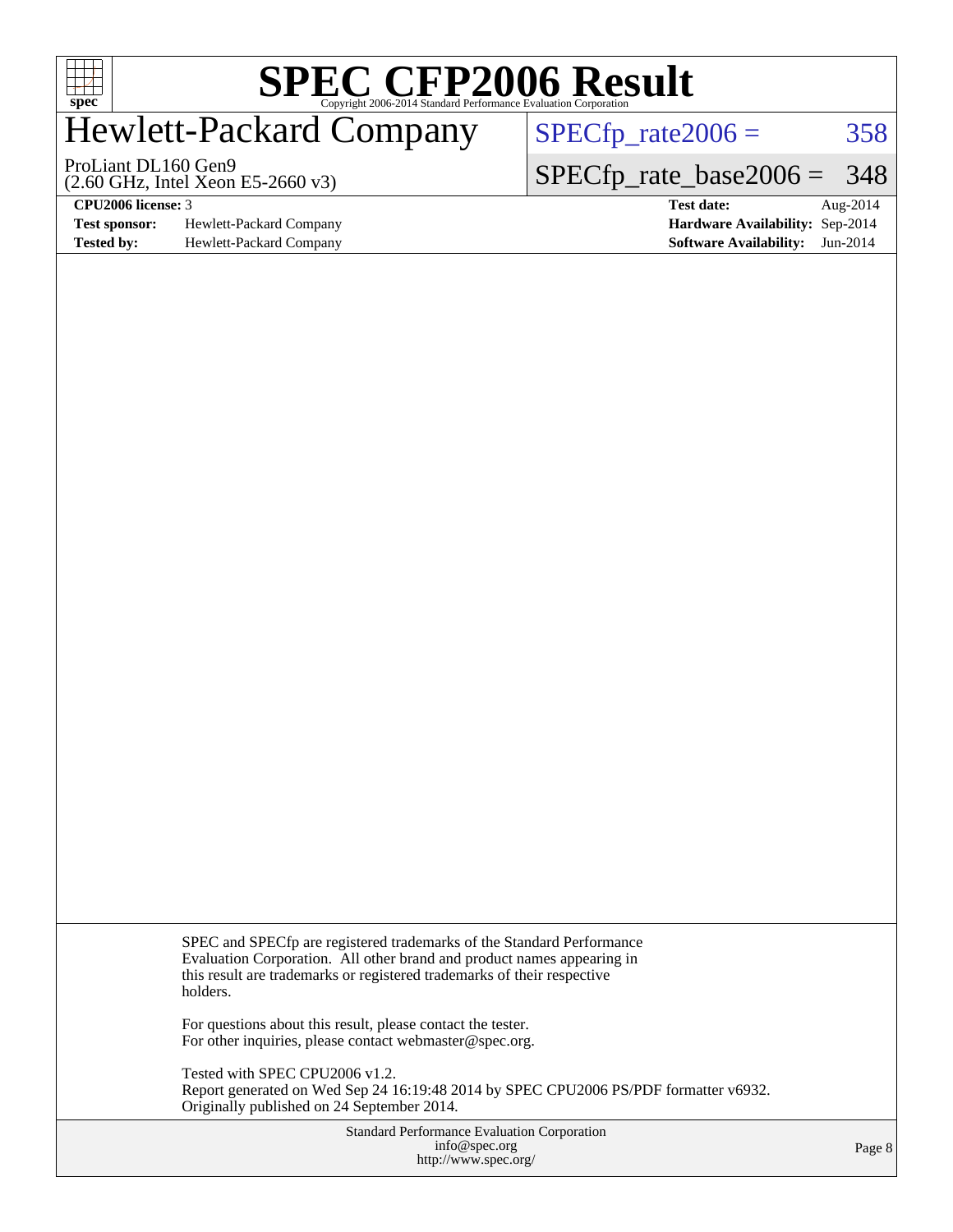SPEC and SPECfp are registered trademarks of the Standard Performance Evaluation Corporation. All other brand and product names appearing in this result are trademarks or registered trademarks of their respective holders.

For questions about this result, please contact the tester.
For other inquiries, please contact webmaster@spec.org.

Tested with SPEC CPU2006 v1.2.
Report generated on Wed Sep 24 16:19:48 2014 by SPEC CPU2006 PS/PDF formatter v6932.
Originally published on 24 September 2014.